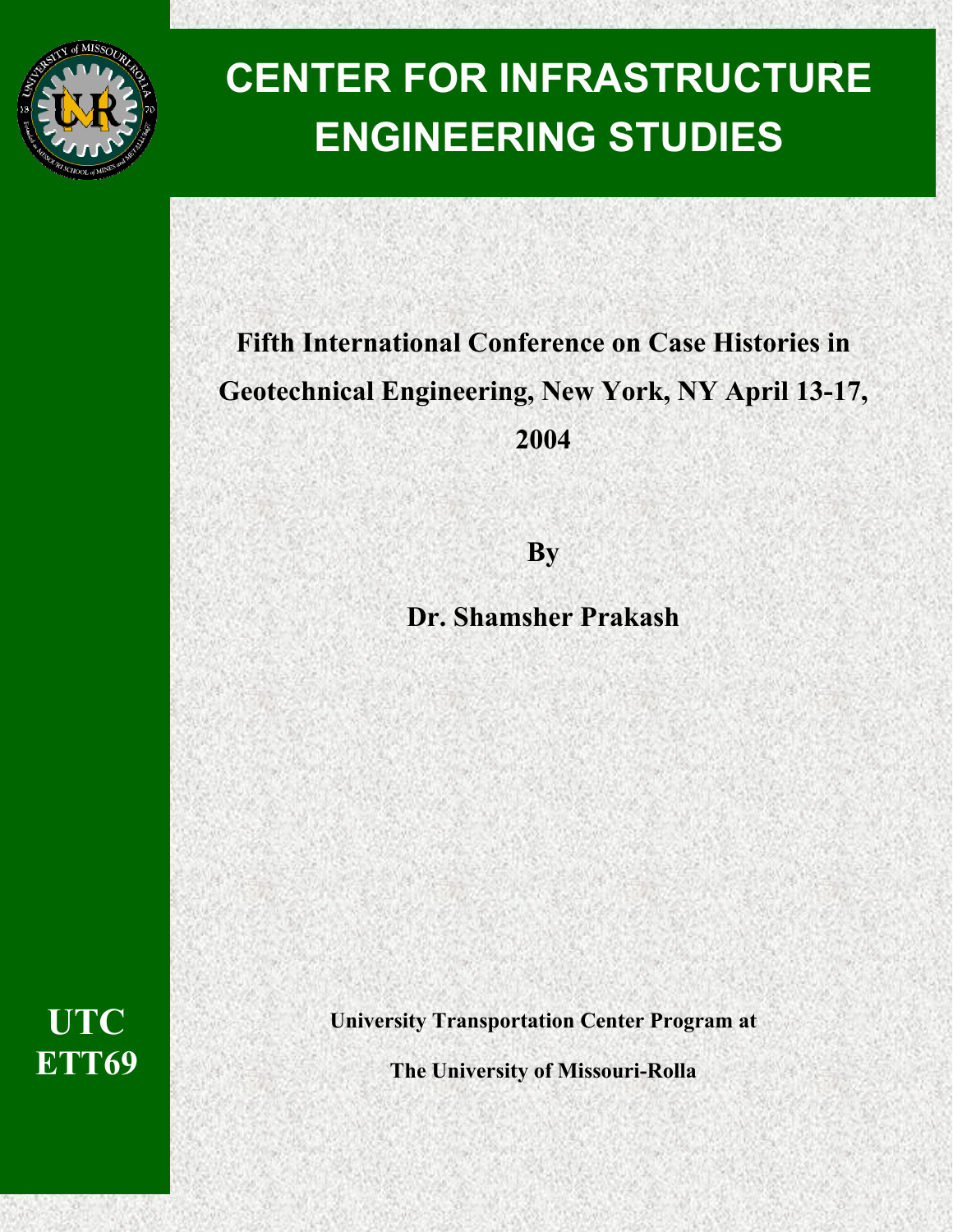# CENTER FOR INFRASTRUCTURE ENGINEERING STUDIES

**Fifth International Conference on Case Histories in Geotechnical Engineering, New York, NY April 13-17, 2004**

**By**

**Dr. Shamsher Prakash**

**UTC ETT69**

**University Transportation Center Program at**

**The University of Missouri-Rolla**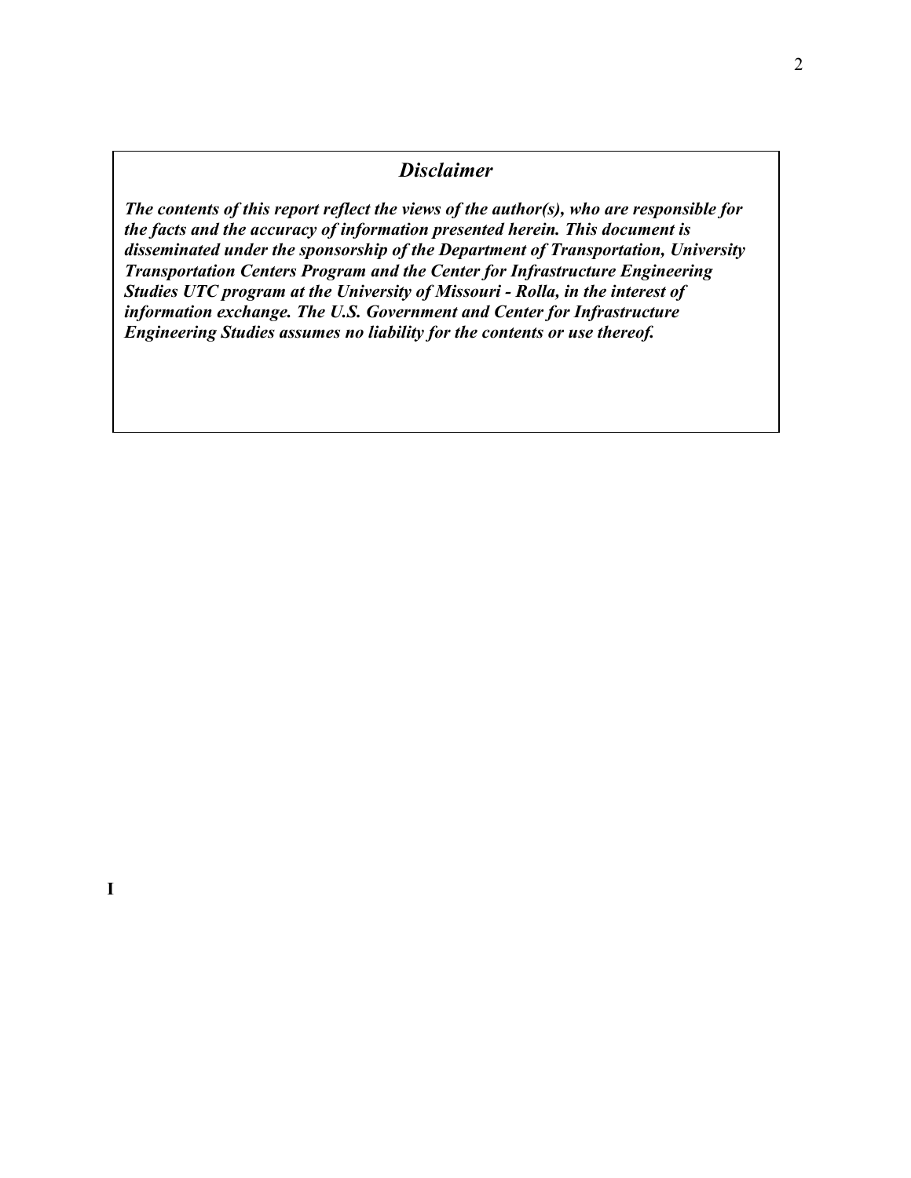## *Disclaimer*

***The contents of this report reflect the views of the author(s), who are responsible for the facts and the accuracy of information presented herein. This document is disseminated under the sponsorship of the Department of Transportation, University Transportation Centers Program and the Center for Infrastructure Engineering Studies UTC program at the University of Missouri - Rolla, in the interest of information exchange. The U.S. Government and Center for Infrastructure Engineering Studies assumes no liability for the contents or use thereof.***

**I**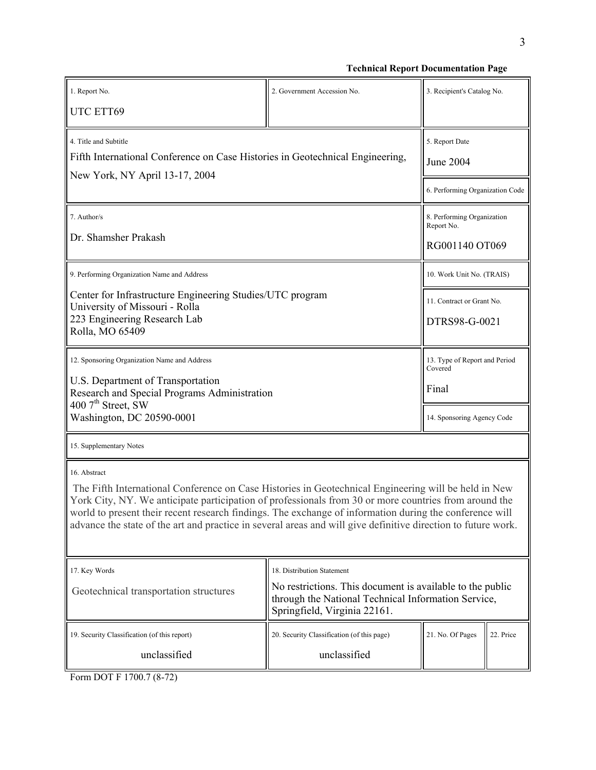**Technical Report Documentation Page**

| 1. Report No. | 2. Government Accession No. | 3. Recipient's Catalog No. | |
|---|---|---|---|
| UTC ETT69 | | | |
| 4. Title and Subtitle<br>Fifth International Conference on Case Histories in Geotechnical Engineering, New York, NY April 13-17, 2004 | | 5. Report Date<br>June 2004 | |
| | | 6. Performing Organization Code | |
| 7. Author/s<br>Dr. Shamsher Prakash | | 8. Performing Organization Report No.<br>RG001140 OT069 | |
| 9. Performing Organization Name and Address<br>Center for Infrastructure Engineering Studies/UTC program<br>University of Missouri - Rolla<br>223 Engineering Research Lab<br>Rolla, MO 65409 | | 10. Work Unit No. (TRAIS) | |
| | | 11. Contract or Grant No.<br>DTRS98-G-0021 | |
| 12. Sponsoring Organization Name and Address<br>U.S. Department of Transportation<br>Research and Special Programs Administration<br>400 7th Street, SW<br>Washington, DC 20590-0001 | | 13. Type of Report and Period Covered<br>Final | |
| | | 14. Sponsoring Agency Code | |
| 15. Supplementary Notes | | | |
| 16. Abstract<br>The Fifth International Conference on Case Histories in Geotechnical Engineering will be held in New York City, NY. We anticipate participation of professionals from 30 or more countries from around the world to present their recent research findings. The exchange of information during the conference will advance the state of the art and practice in several areas and will give definitive direction to future work. | | | |
| 17. Key Words<br>Geotechnical transportation structures | 18. Distribution Statement<br>No restrictions. This document is available to the public through the National Technical Information Service, Springfield, Virginia 22161. | | |
| 19. Security Classification (of this report)<br>unclassified | 20. Security Classification (of this page)<br>unclassified | 21. No. Of Pages | 22. Price |

Form DOT F 1700.7 (8-72)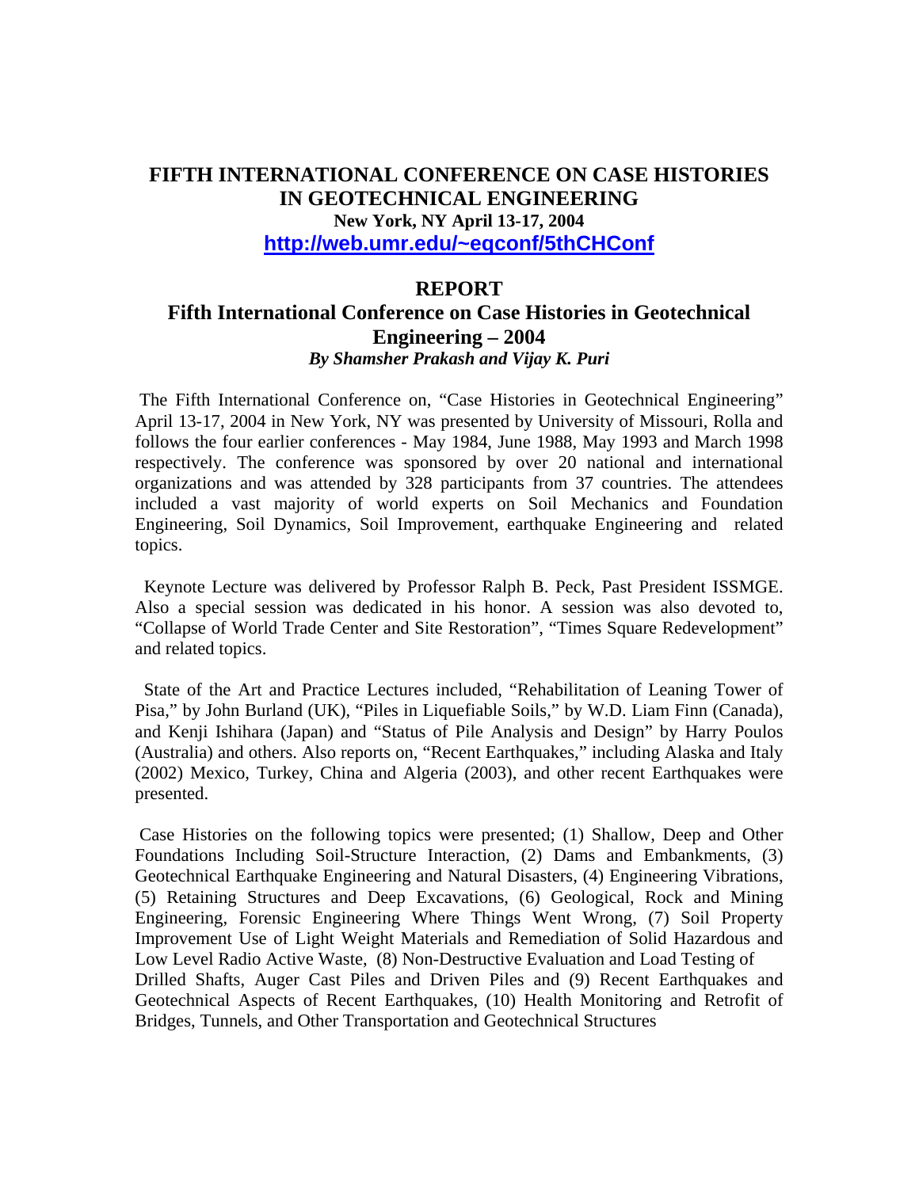# FIFTH INTERNATIONAL CONFERENCE ON CASE HISTORIES IN GEOTECHNICAL ENGINEERING

**New York, NY April 13-17, 2004**

**http://web.umr.edu/~eqconf/5thCHConf**

## REPORT

## Fifth International Conference on Case Histories in Geotechnical Engineering – 2004

***By Shamsher Prakash and Vijay K. Puri***

The Fifth International Conference on, "Case Histories in Geotechnical Engineering" April 13-17, 2004 in New York, NY was presented by University of Missouri, Rolla and follows the four earlier conferences - May 1984, June 1988, May 1993 and March 1998 respectively. The conference was sponsored by over 20 national and international organizations and was attended by 328 participants from 37 countries. The attendees included a vast majority of world experts on Soil Mechanics and Foundation Engineering, Soil Dynamics, Soil Improvement, earthquake Engineering and related topics.

Keynote Lecture was delivered by Professor Ralph B. Peck, Past President ISSMGE. Also a special session was dedicated in his honor. A session was also devoted to, "Collapse of World Trade Center and Site Restoration", "Times Square Redevelopment" and related topics.

State of the Art and Practice Lectures included, "Rehabilitation of Leaning Tower of Pisa," by John Burland (UK), "Piles in Liquefiable Soils," by W.D. Liam Finn (Canada), and Kenji Ishihara (Japan) and "Status of Pile Analysis and Design" by Harry Poulos (Australia) and others. Also reports on, "Recent Earthquakes," including Alaska and Italy (2002) Mexico, Turkey, China and Algeria (2003), and other recent Earthquakes were presented.

Case Histories on the following topics were presented; (1) Shallow, Deep and Other Foundations Including Soil-Structure Interaction, (2) Dams and Embankments, (3) Geotechnical Earthquake Engineering and Natural Disasters, (4) Engineering Vibrations, (5) Retaining Structures and Deep Excavations, (6) Geological, Rock and Mining Engineering, Forensic Engineering Where Things Went Wrong, (7) Soil Property Improvement Use of Light Weight Materials and Remediation of Solid Hazardous and Low Level Radio Active Waste, (8) Non-Destructive Evaluation and Load Testing of Drilled Shafts, Auger Cast Piles and Driven Piles and (9) Recent Earthquakes and Geotechnical Aspects of Recent Earthquakes, (10) Health Monitoring and Retrofit of Bridges, Tunnels, and Other Transportation and Geotechnical Structures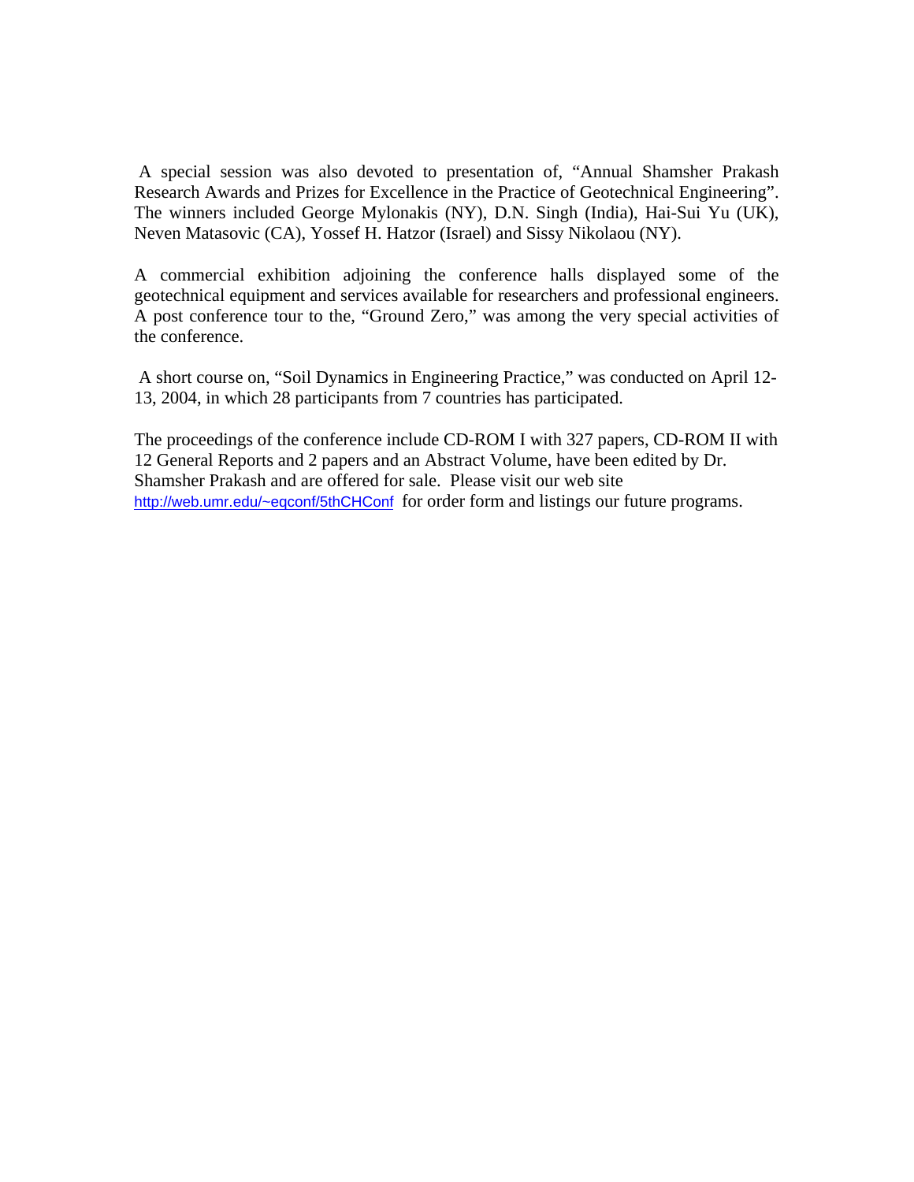A special session was also devoted to presentation of, "Annual Shamsher Prakash Research Awards and Prizes for Excellence in the Practice of Geotechnical Engineering". The winners included George Mylonakis (NY), D.N. Singh (India), Hai-Sui Yu (UK), Neven Matasovic (CA), Yossef H. Hatzor (Israel) and Sissy Nikolaou (NY).

A commercial exhibition adjoining the conference halls displayed some of the geotechnical equipment and services available for researchers and professional engineers. A post conference tour to the, "Ground Zero," was among the very special activities of the conference.

A short course on, "Soil Dynamics in Engineering Practice," was conducted on April 12-13, 2004, in which 28 participants from 7 countries has participated.

The proceedings of the conference include CD-ROM I with 327 papers, CD-ROM II with 12 General Reports and 2 papers and an Abstract Volume, have been edited by Dr. Shamsher Prakash and are offered for sale. Please visit our web site http://web.umr.edu/~eqconf/5thCHConf for order form and listings our future programs.